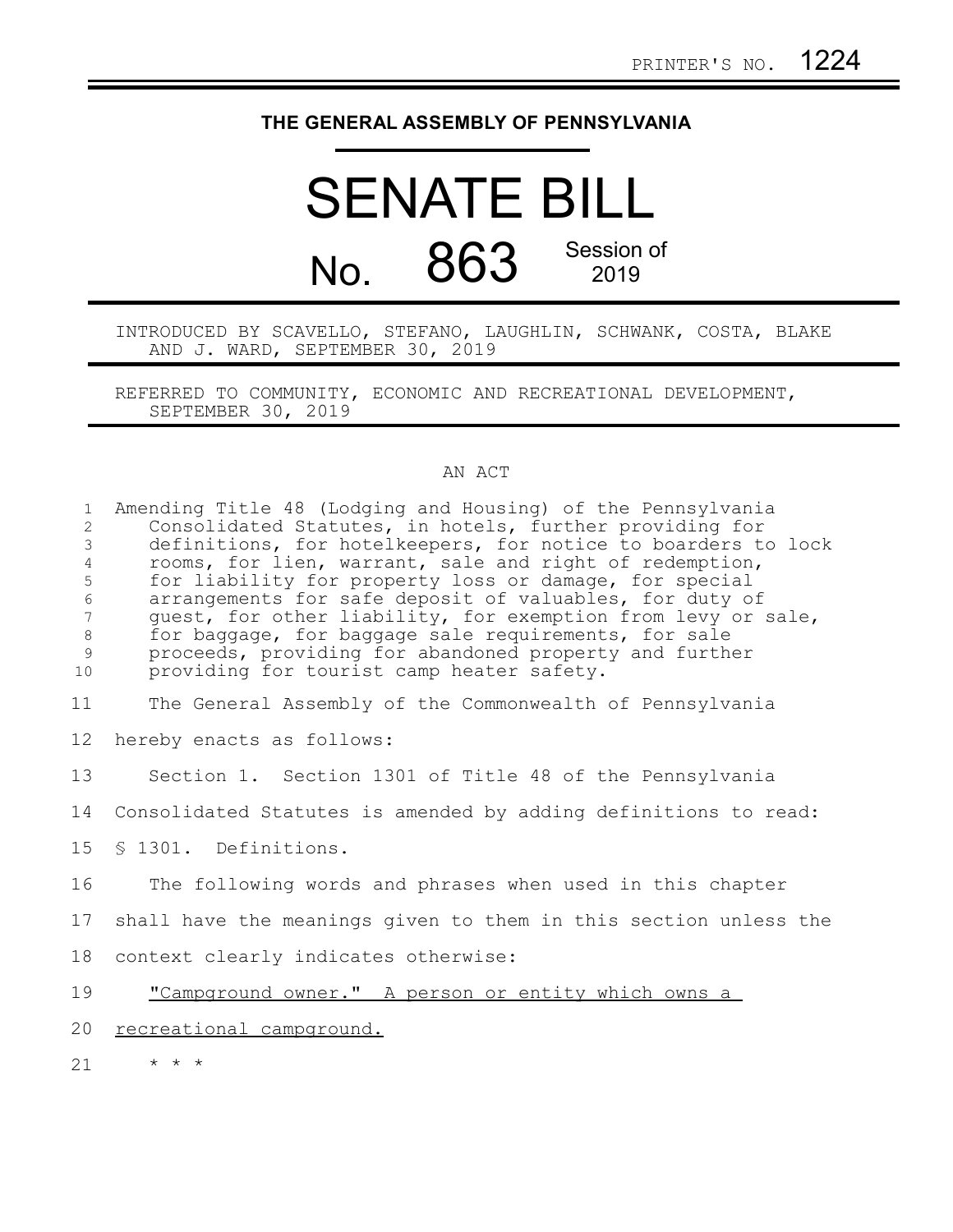PRINTER'S NO. 1224

# THE GENERAL ASSEMBLY OF PENNSYLVANIA

# SENATE BILL

## No. 863 Session of 2019

INTRODUCED BY SCAVELLO, STEFANO, LAUGHLIN, SCHWANK, COSTA, BLAKE AND J. WARD, SEPTEMBER 30, 2019

REFERRED TO COMMUNITY, ECONOMIC AND RECREATIONAL DEVELOPMENT, SEPTEMBER 30, 2019

AN ACT

Amending Title 48 (Lodging and Housing) of the Pennsylvania Consolidated Statutes, in hotels, further providing for definitions, for hotelkeepers, for notice to boarders to lock rooms, for lien, warrant, sale and right of redemption, for liability for property loss or damage, for special arrangements for safe deposit of valuables, for duty of guest, for other liability, for exemption from levy or sale, for baggage, for baggage sale requirements, for sale proceeds, providing for abandoned property and further providing for tourist camp heater safety.

The General Assembly of the Commonwealth of Pennsylvania hereby enacts as follows:

Section 1. Section 1301 of Title 48 of the Pennsylvania Consolidated Statutes is amended by adding definitions to read:

§ 1301. Definitions.

The following words and phrases when used in this chapter shall have the meanings given to them in this section unless the context clearly indicates otherwise:

"Campground owner." A person or entity which owns a recreational campground.

\* \* \*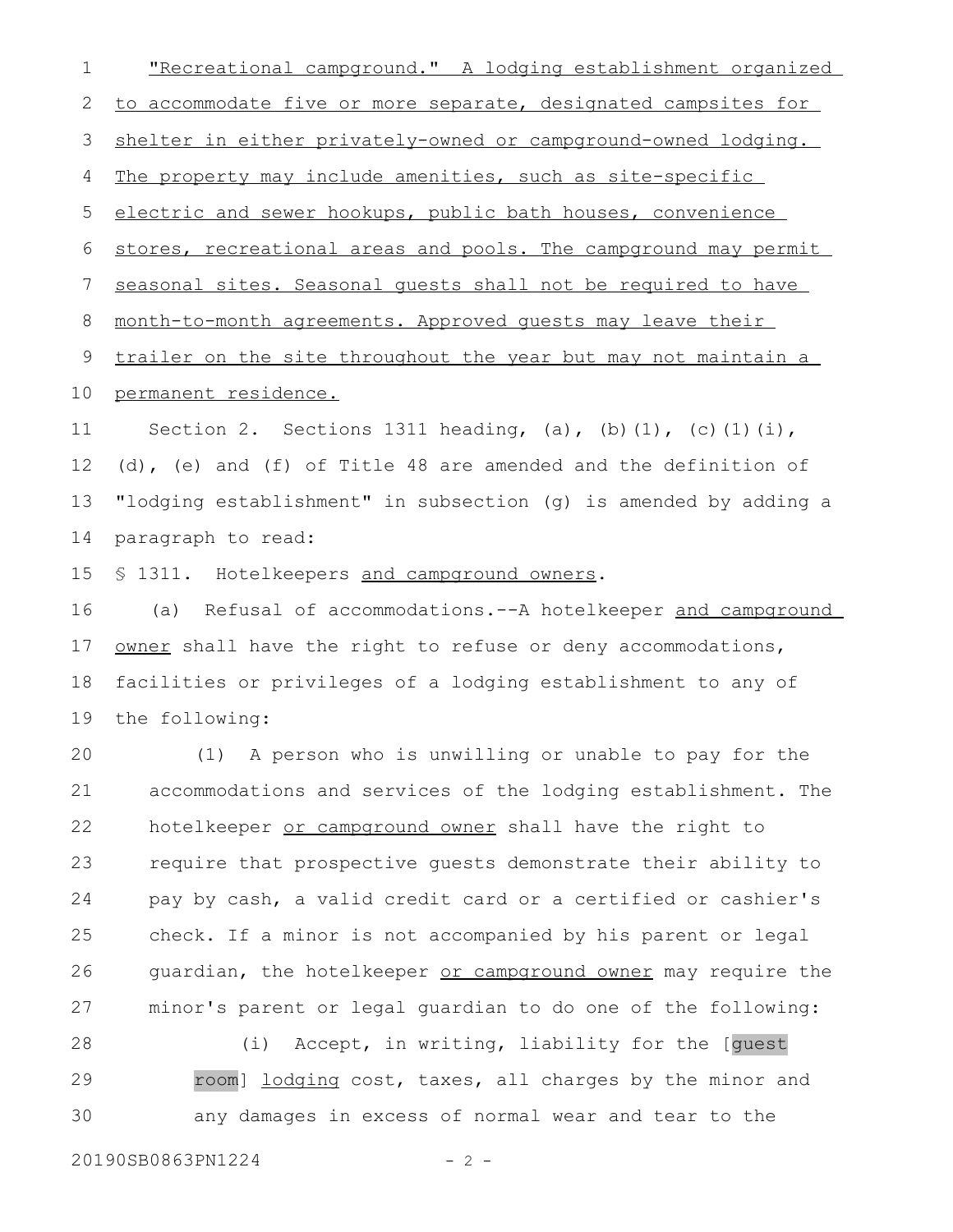"Recreational campground." A lodging establishment organized to accommodate five or more separate, designated campsites for shelter in either privately-owned or campground-owned lodging. The property may include amenities, such as site-specific electric and sewer hookups, public bath houses, convenience stores, recreational areas and pools. The campground may permit seasonal sites. Seasonal guests shall not be required to have month-to-month agreements. Approved guests may leave their trailer on the site throughout the year but may not maintain a permanent residence.

Section 2. Sections 1311 heading, (a), (b)(1), (c)(1)(i), (d), (e) and (f) of Title 48 are amended and the definition of "lodging establishment" in subsection (g) is amended by adding a paragraph to read:

§ 1311. Hotelkeepers and campground owners.

(a) Refusal of accommodations.--A hotelkeeper and campground owner shall have the right to refuse or deny accommodations, facilities or privileges of a lodging establishment to any of the following:

(1) A person who is unwilling or unable to pay for the accommodations and services of the lodging establishment. The hotelkeeper or campground owner shall have the right to require that prospective guests demonstrate their ability to pay by cash, a valid credit card or a certified or cashier's check. If a minor is not accompanied by his parent or legal guardian, the hotelkeeper or campground owner may require the minor's parent or legal guardian to do one of the following:

(i) Accept, in writing, liability for the [guest room] lodging cost, taxes, all charges by the minor and any damages in excess of normal wear and tear to the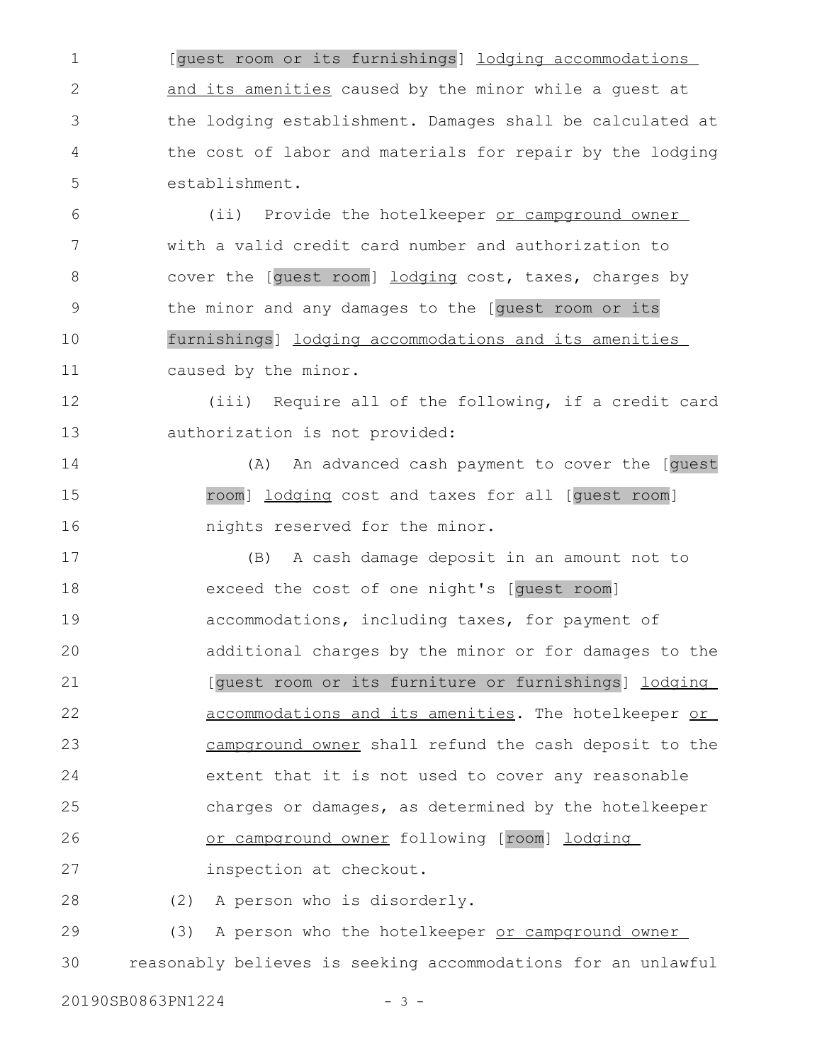[guest room or its furnishings] lodging accommodations and its amenities caused by the minor while a guest at the lodging establishment. Damages shall be calculated at the cost of labor and materials for repair by the lodging establishment.

(ii) Provide the hotelkeeper or campground owner with a valid credit card number and authorization to cover the [guest room] lodging cost, taxes, charges by the minor and any damages to the [guest room or its furnishings] lodging accommodations and its amenities caused by the minor.

(iii) Require all of the following, if a credit card authorization is not provided:

(A) An advanced cash payment to cover the [guest room] lodging cost and taxes for all [guest room] nights reserved for the minor.

(B) A cash damage deposit in an amount not to exceed the cost of one night's [guest room] accommodations, including taxes, for payment of additional charges by the minor or for damages to the [guest room or its furniture or furnishings] lodging accommodations and its amenities. The hotelkeeper or campground owner shall refund the cash deposit to the extent that it is not used to cover any reasonable charges or damages, as determined by the hotelkeeper or campground owner following [room] lodging inspection at checkout.

(2) A person who is disorderly.

(3) A person who the hotelkeeper or campground owner reasonably believes is seeking accommodations for an unlawful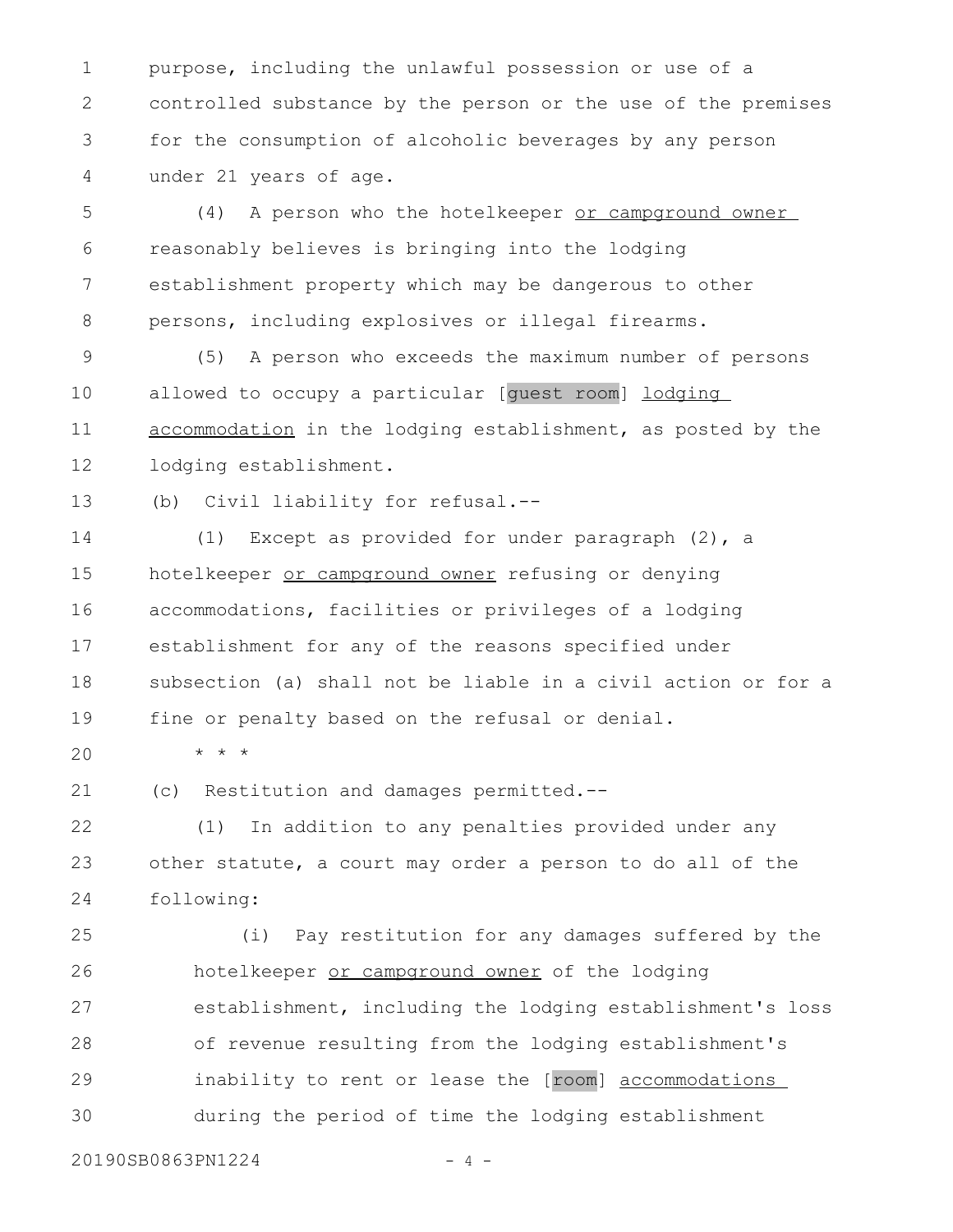purpose, including the unlawful possession or use of a controlled substance by the person or the use of the premises for the consumption of alcoholic beverages by any person under 21 years of age.

(4) A person who the hotelkeeper <u>or campground owner</u> reasonably believes is bringing into the lodging establishment property which may be dangerous to other persons, including explosives or illegal firearms.

(5) A person who exceeds the maximum number of persons allowed to occupy a particular [guest room] <u>lodging accommodation</u> in the lodging establishment, as posted by the lodging establishment.

(b) Civil liability for refusal.--

(1) Except as provided for under paragraph (2), a hotelkeeper <u>or campground owner</u> refusing or denying accommodations, facilities or privileges of a lodging establishment for any of the reasons specified under subsection (a) shall not be liable in a civil action or for a fine or penalty based on the refusal or denial.

* * *

(c) Restitution and damages permitted.--

(1) In addition to any penalties provided under any other statute, a court may order a person to do all of the following:

(i) Pay restitution for any damages suffered by the hotelkeeper <u>or campground owner</u> of the lodging establishment, including the lodging establishment's loss of revenue resulting from the lodging establishment's inability to rent or lease the [room] <u>accommodations</u> during the period of time the lodging establishment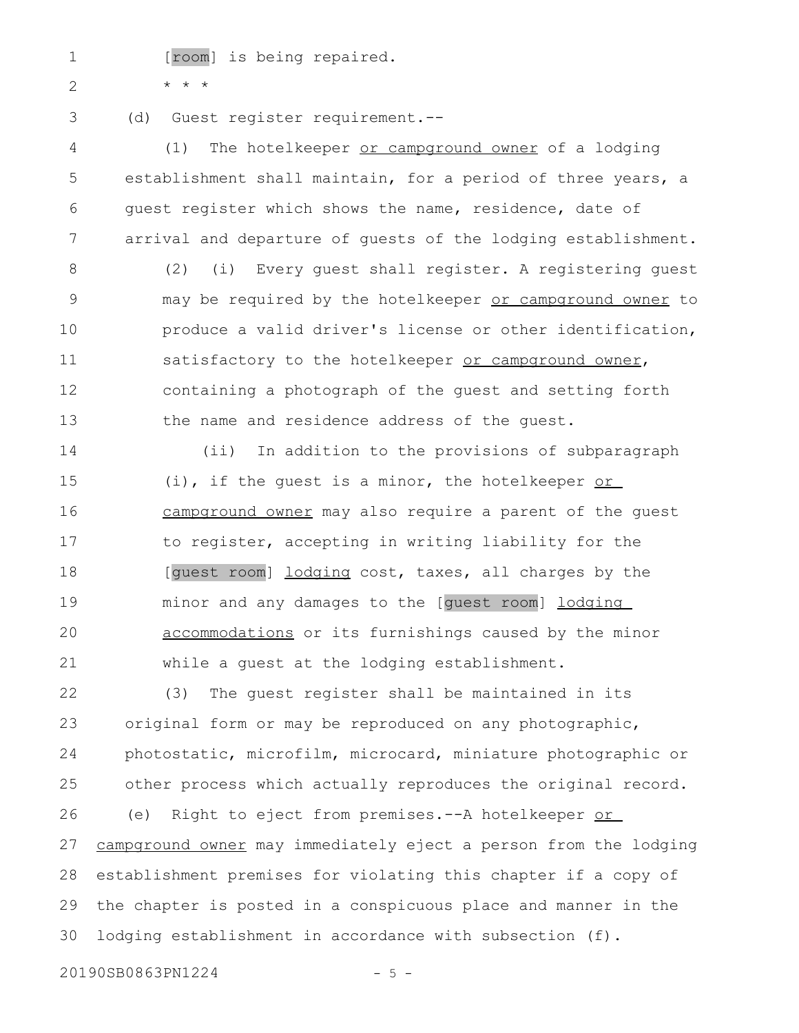[room] is being repaired.

\* \* \*

(d) Guest register requirement.--

(1) The hotelkeeper <u>or campground owner</u> of a lodging establishment shall maintain, for a period of three years, a guest register which shows the name, residence, date of arrival and departure of guests of the lodging establishment.

(2) (i) Every guest shall register. A registering guest may be required by the hotelkeeper <u>or campground owner</u> to produce a valid driver's license or other identification, satisfactory to the hotelkeeper <u>or campground owner</u>, containing a photograph of the guest and setting forth the name and residence address of the guest.

(ii) In addition to the provisions of subparagraph (i), if the guest is a minor, the hotelkeeper <u>or campground owner</u> may also require a parent of the guest to register, accepting in writing liability for the [guest room] <u>lodging</u> cost, taxes, all charges by the minor and any damages to the [guest room] <u>lodging accommodations</u> or its furnishings caused by the minor while a guest at the lodging establishment.

(3) The guest register shall be maintained in its original form or may be reproduced on any photographic, photostatic, microfilm, microcard, miniature photographic or other process which actually reproduces the original record.

(e) Right to eject from premises.--A hotelkeeper <u>or campground owner</u> may immediately eject a person from the lodging establishment premises for violating this chapter if a copy of the chapter is posted in a conspicuous place and manner in the lodging establishment in accordance with subsection (f).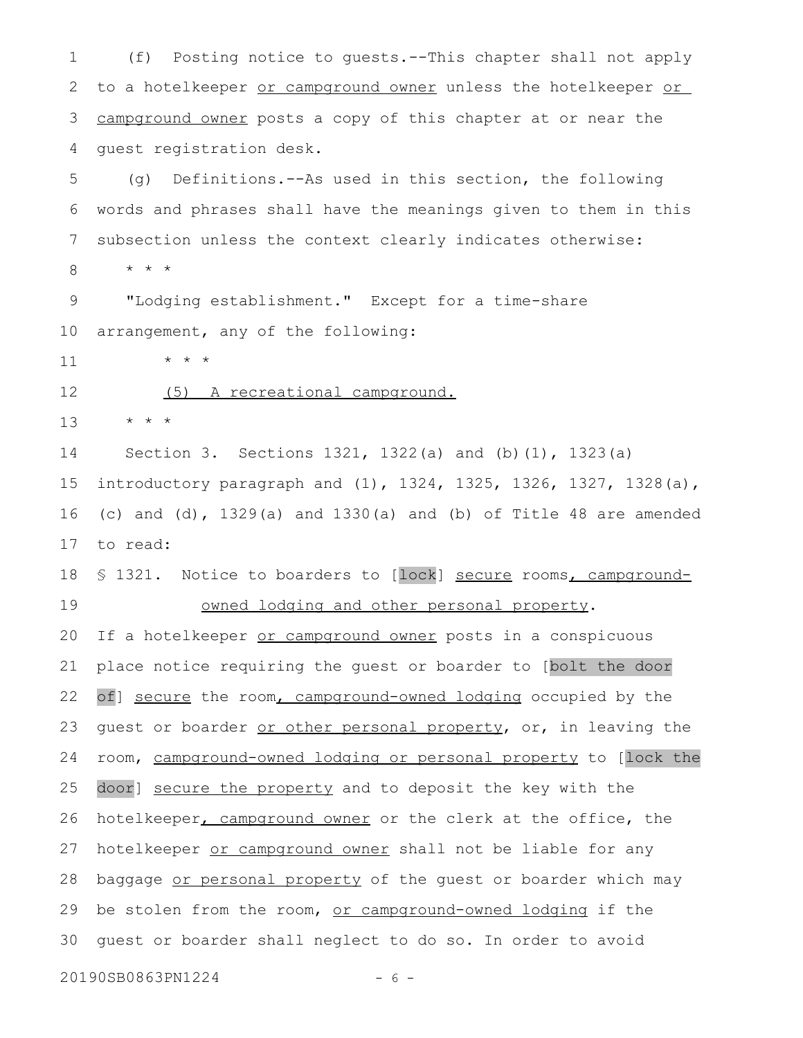(f) Posting notice to guests.--This chapter shall not apply to a hotelkeeper <u>or campground owner</u> unless the hotelkeeper <u>or campground owner</u> posts a copy of this chapter at or near the guest registration desk.

(g) Definitions.--As used in this section, the following words and phrases shall have the meanings given to them in this subsection unless the context clearly indicates otherwise:

\* \* \*

"Lodging establishment." Except for a time-share arrangement, any of the following:

\* \* \*

<u>(5) A recreational campground.</u>

\* \* \*

Section 3. Sections 1321, 1322(a) and (b)(1), 1323(a) introductory paragraph and (1), 1324, 1325, 1326, 1327, 1328(a), (c) and (d), 1329(a) and 1330(a) and (b) of Title 48 are amended to read:

§ 1321. Notice to boarders to [lock] <u>secure</u> rooms<u>, campground-owned lodging and other personal property</u>.

If a hotelkeeper <u>or campground owner</u> posts in a conspicuous place notice requiring the guest or boarder to [bolt the door of] <u>secure</u> the room<u>, campground-owned lodging</u> occupied by the guest or boarder <u>or other personal property</u>, or, in leaving the room, <u>campground-owned lodging or personal property</u> to [lock the door] <u>secure the property</u> and to deposit the key with the hotelkeeper<u>, campground owner</u> or the clerk at the office, the hotelkeeper <u>or campground owner</u> shall not be liable for any baggage <u>or personal property</u> of the guest or boarder which may be stolen from the room, <u>or campground-owned lodging</u> if the guest or boarder shall neglect to do so. In order to avoid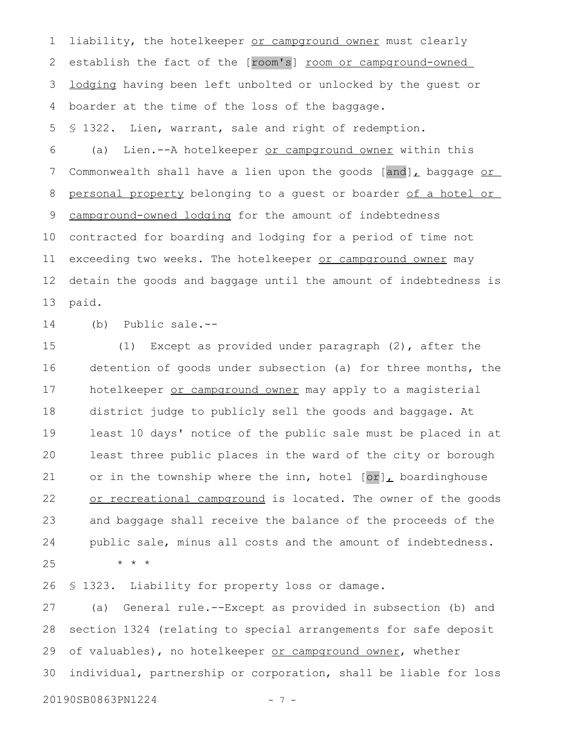liability, the hotelkeeper or campground owner must clearly establish the fact of the [room's] room or campground-owned lodging having been left unbolted or unlocked by the guest or boarder at the time of the loss of the baggage.

§ 1322. Lien, warrant, sale and right of redemption.

(a) Lien.--A hotelkeeper or campground owner within this Commonwealth shall have a lien upon the goods [and], baggage or personal property belonging to a guest or boarder of a hotel or campground-owned lodging for the amount of indebtedness contracted for boarding and lodging for a period of time not exceeding two weeks. The hotelkeeper or campground owner may detain the goods and baggage until the amount of indebtedness is paid.

(b) Public sale.--

(1) Except as provided under paragraph (2), after the detention of goods under subsection (a) for three months, the hotelkeeper or campground owner may apply to a magisterial district judge to publicly sell the goods and baggage. At least 10 days' notice of the public sale must be placed in at least three public places in the ward of the city or borough or in the township where the inn, hotel [or], boardinghouse or recreational campground is located. The owner of the goods and baggage shall receive the balance of the proceeds of the public sale, minus all costs and the amount of indebtedness.

* * *

§ 1323. Liability for property loss or damage.

(a) General rule.--Except as provided in subsection (b) and section 1324 (relating to special arrangements for safe deposit of valuables), no hotelkeeper or campground owner, whether individual, partnership or corporation, shall be liable for loss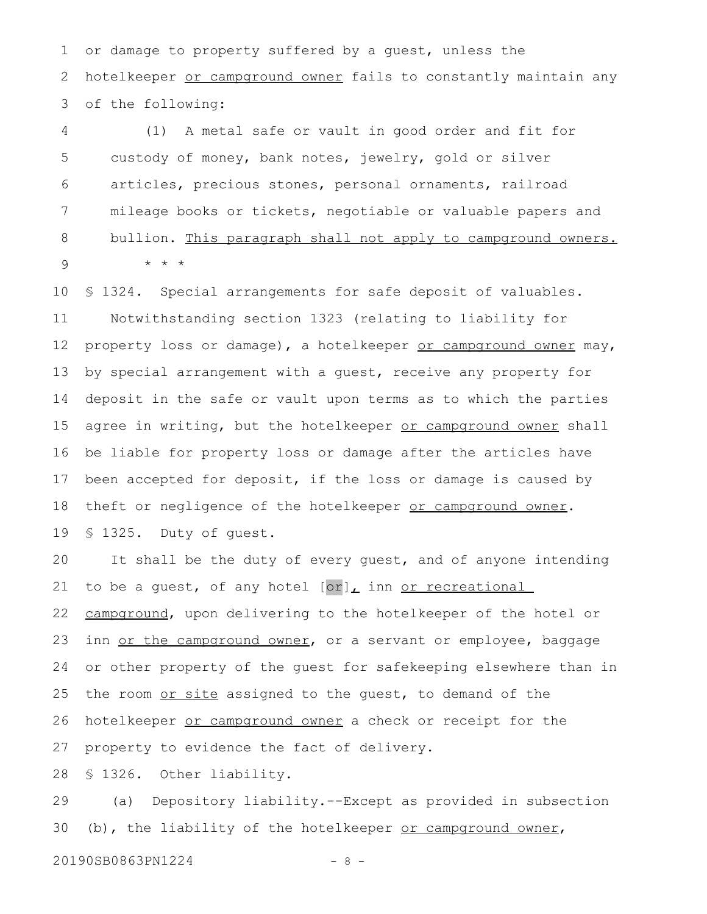or damage to property suffered by a guest, unless the hotelkeeper <u>or campground owner</u> fails to constantly maintain any of the following:

(1) A metal safe or vault in good order and fit for custody of money, bank notes, jewelry, gold or silver articles, precious stones, personal ornaments, railroad mileage books or tickets, negotiable or valuable papers and bullion. <u>This paragraph shall not apply to campground owners.</u>

* * *

§ 1324. Special arrangements for safe deposit of valuables.

Notwithstanding section 1323 (relating to liability for property loss or damage), a hotelkeeper <u>or campground owner</u> may, by special arrangement with a guest, receive any property for deposit in the safe or vault upon terms as to which the parties agree in writing, but the hotelkeeper <u>or campground owner</u> shall be liable for property loss or damage after the articles have been accepted for deposit, if the loss or damage is caused by theft or negligence of the hotelkeeper <u>or campground owner</u>.

§ 1325. Duty of guest.

It shall be the duty of every guest, and of anyone intending to be a guest, of any hotel [or]<u>,</u> inn <u>or recreational campground</u>, upon delivering to the hotelkeeper of the hotel or inn <u>or the campground owner</u>, or a servant or employee, baggage or other property of the guest for safekeeping elsewhere than in the room <u>or site</u> assigned to the guest, to demand of the hotelkeeper <u>or campground owner</u> a check or receipt for the property to evidence the fact of delivery.

§ 1326. Other liability.

(a) Depository liability.--Except as provided in subsection (b), the liability of the hotelkeeper <u>or campground owner</u>,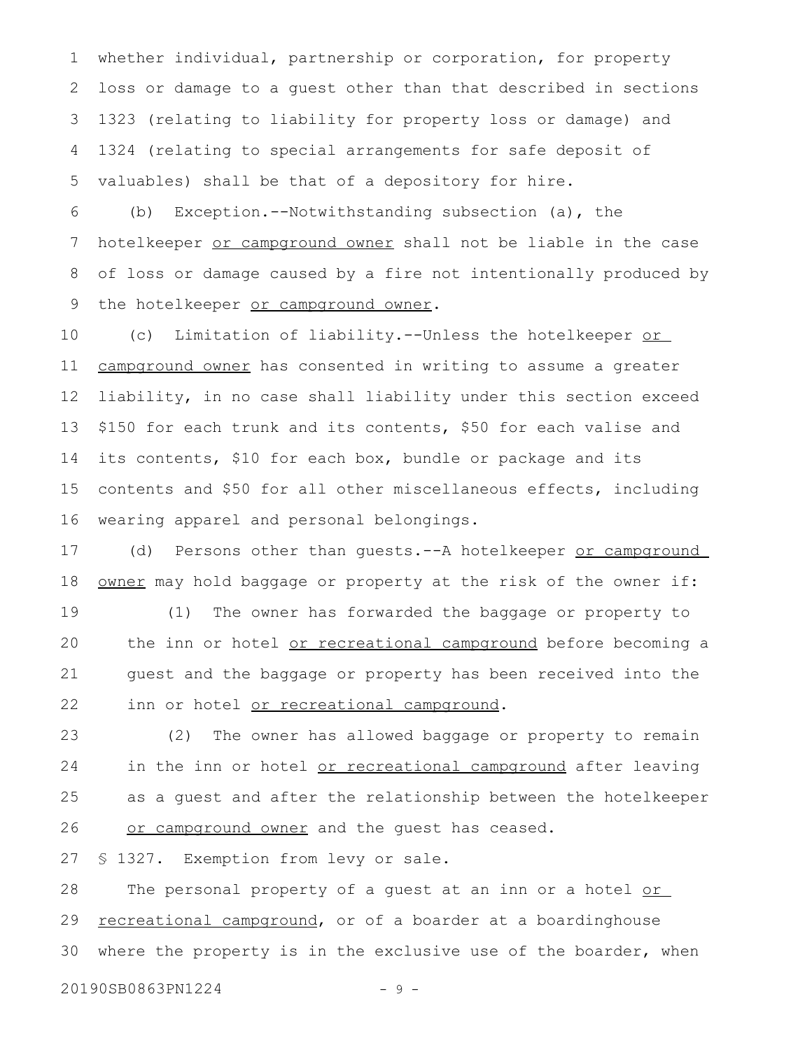whether individual, partnership or corporation, for property loss or damage to a guest other than that described in sections 1323 (relating to liability for property loss or damage) and 1324 (relating to special arrangements for safe deposit of valuables) shall be that of a depository for hire.

(b) Exception.--Notwithstanding subsection (a), the hotelkeeper <u>or campground owner</u> shall not be liable in the case of loss or damage caused by a fire not intentionally produced by the hotelkeeper <u>or campground owner</u>.

(c) Limitation of liability.--Unless the hotelkeeper <u>or campground owner</u> has consented in writing to assume a greater liability, in no case shall liability under this section exceed $150 for each trunk and its contents, $50 for each valise and its contents, $10 for each box, bundle or package and its contents and $50 for all other miscellaneous effects, including wearing apparel and personal belongings.

(d) Persons other than guests.--A hotelkeeper <u>or campground owner</u> may hold baggage or property at the risk of the owner if:

(1) The owner has forwarded the baggage or property to the inn or hotel <u>or recreational campground</u> before becoming a guest and the baggage or property has been received into the inn or hotel <u>or recreational campground</u>.

(2) The owner has allowed baggage or property to remain in the inn or hotel <u>or recreational campground</u> after leaving as a guest and after the relationship between the hotelkeeper <u>or campground owner</u> and the guest has ceased.

§ 1327. Exemption from levy or sale.

The personal property of a guest at an inn or a hotel <u>or recreational campground</u>, or of a boarder at a boardinghouse where the property is in the exclusive use of the boarder, when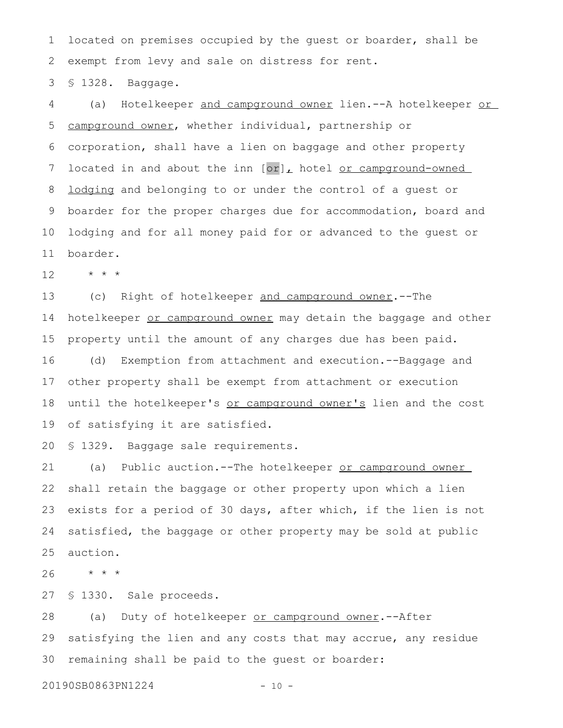located on premises occupied by the guest or boarder, shall be exempt from levy and sale on distress for rent.

§ 1328. Baggage.

(a) Hotelkeeper and campground owner lien.--A hotelkeeper or campground owner, whether individual, partnership or corporation, shall have a lien on baggage and other property located in and about the inn [or], hotel or campground-owned lodging and belonging to or under the control of a guest or boarder for the proper charges due for accommodation, board and lodging and for all money paid for or advanced to the guest or boarder.

* * *

(c) Right of hotelkeeper and campground owner.--The hotelkeeper or campground owner may detain the baggage and other property until the amount of any charges due has been paid.

(d) Exemption from attachment and execution.--Baggage and other property shall be exempt from attachment or execution until the hotelkeeper's or campground owner's lien and the cost of satisfying it are satisfied.

§ 1329. Baggage sale requirements.

(a) Public auction.--The hotelkeeper or campground owner shall retain the baggage or other property upon which a lien exists for a period of 30 days, after which, if the lien is not satisfied, the baggage or other property may be sold at public auction.

* * *

§ 1330. Sale proceeds.

(a) Duty of hotelkeeper or campground owner.--After satisfying the lien and any costs that may accrue, any residue remaining shall be paid to the guest or boarder: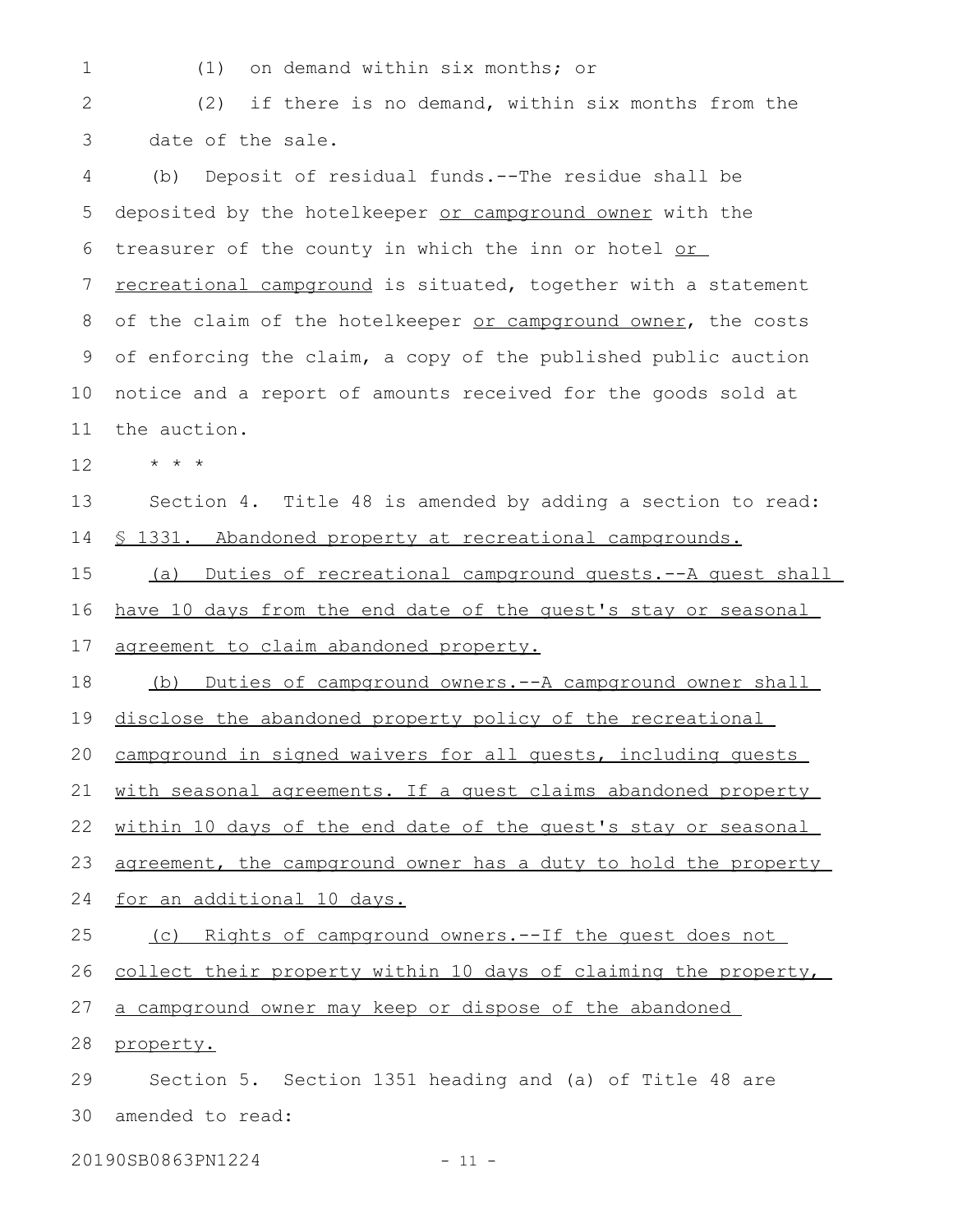(1) on demand within six months; or

(2) if there is no demand, within six months from the date of the sale.

(b) Deposit of residual funds.--The residue shall be deposited by the hotelkeeper <u>or campground owner</u> with the treasurer of the county in which the inn or hotel <u>or recreational campground</u> is situated, together with a statement of the claim of the hotelkeeper <u>or campground owner</u>, the costs of enforcing the claim, a copy of the published public auction notice and a report of amounts received for the goods sold at the auction.

* * *

Section 4. Title 48 is amended by adding a section to read:

<u>§ 1331. Abandoned property at recreational campgrounds.</u>

<u>(a) Duties of recreational campground guests.--A guest shall have 10 days from the end date of the guest's stay or seasonal agreement to claim abandoned property.</u>

<u>(b) Duties of campground owners.--A campground owner shall disclose the abandoned property policy of the recreational campground in signed waivers for all guests, including guests with seasonal agreements. If a guest claims abandoned property within 10 days of the end date of the guest's stay or seasonal agreement, the campground owner has a duty to hold the property for an additional 10 days.</u>

<u>(c) Rights of campground owners.--If the guest does not collect their property within 10 days of claiming the property, a campground owner may keep or dispose of the abandoned property.</u>

Section 5. Section 1351 heading and (a) of Title 48 are amended to read:

20190SB0863PN1224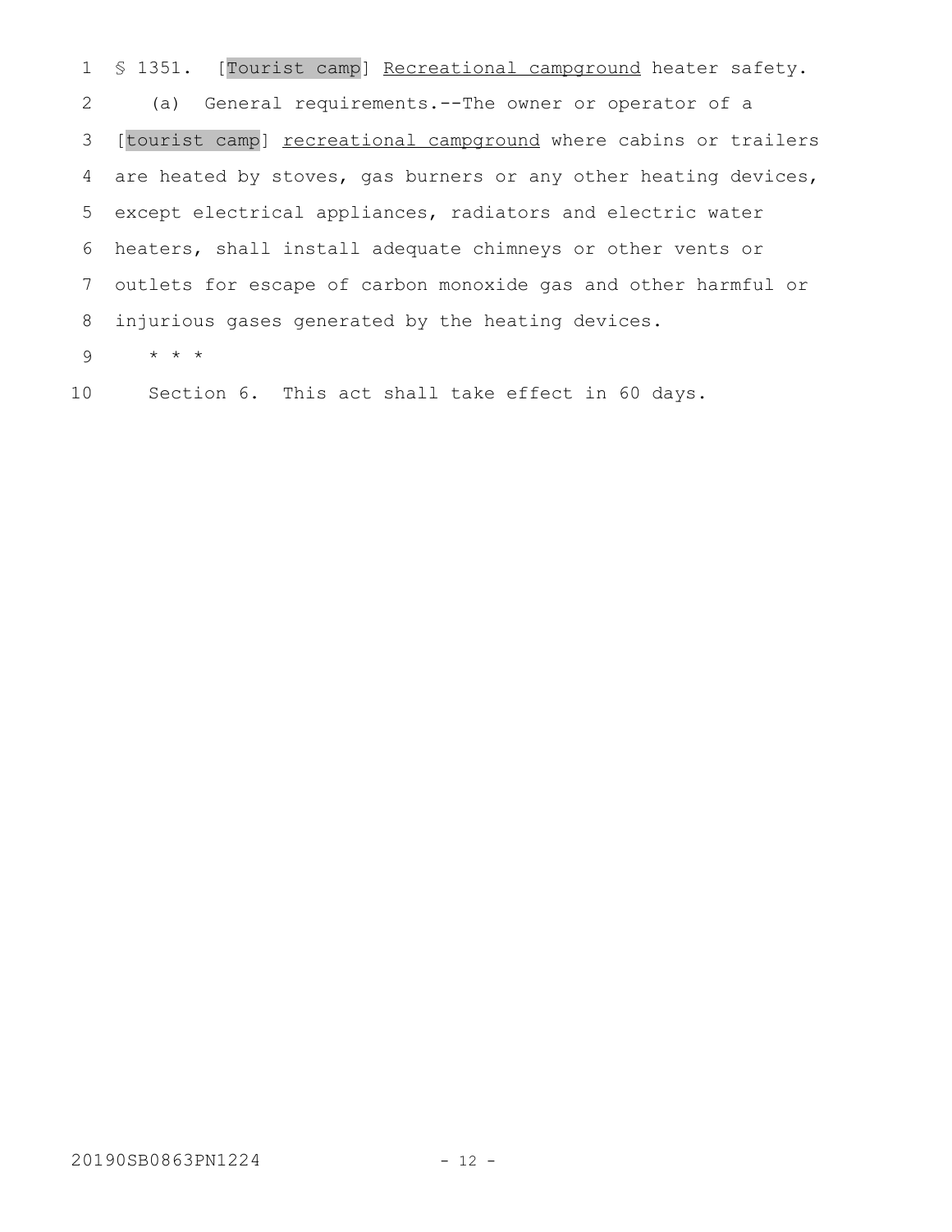§ 1351. [Tourist camp] Recreational campground heater safety.

(a) General requirements.--The owner or operator of a [tourist camp] recreational campground where cabins or trailers are heated by stoves, gas burners or any other heating devices, except electrical appliances, radiators and electric water heaters, shall install adequate chimneys or other vents or outlets for escape of carbon monoxide gas and other harmful or injurious gases generated by the heating devices.

* * *

Section 6. This act shall take effect in 60 days.